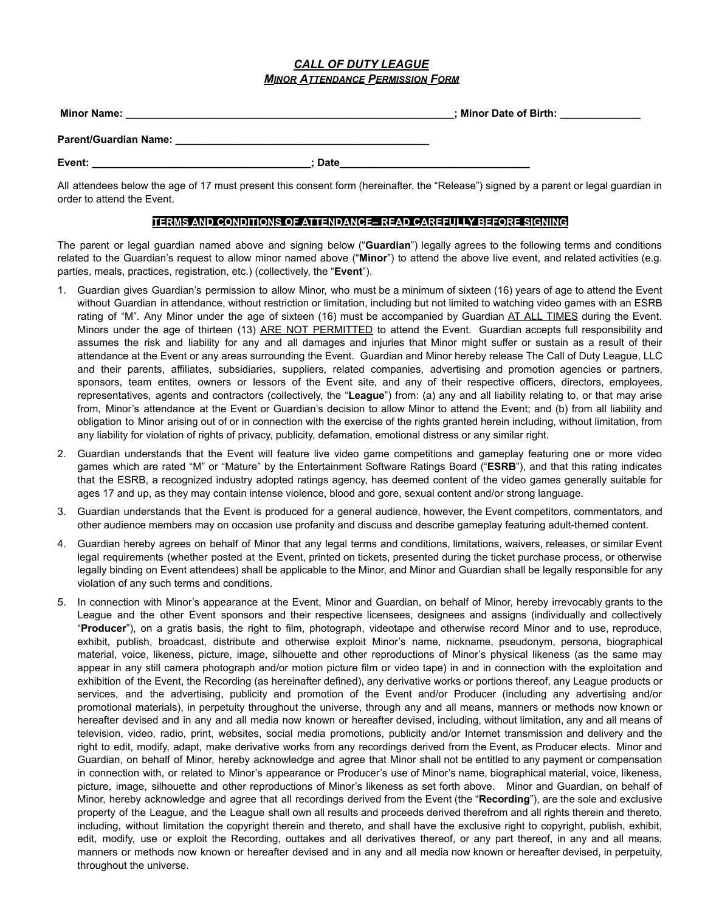# ***CALL OF DUTY LEAGUE***

## ***<u>MINOR ATTENDANCE PERMISSION FORM</u>***

**Minor Name: ________________________________________________________; Minor Date of Birth: _____________**

**Parent/Guardian Name: ____________________________________________**

**Event: ____________________________________; Date________________________________**

All attendees below the age of 17 must present this consent form (hereinafter, the "Release") signed by a parent or legal guardian in order to attend the Event.

**<u>TERMS AND CONDITIONS OF ATTENDANCE– READ CAREFULLY BEFORE SIGNING</u>**

The parent or legal guardian named above and signing below ("**Guardian**") legally agrees to the following terms and conditions related to the Guardian's request to allow minor named above ("**Minor**") to attend the above live event, and related activities (e.g. parties, meals, practices, registration, etc.) (collectively, the "**Event**").

1. Guardian gives Guardian's permission to allow Minor, who must be a minimum of sixteen (16) years of age to attend the Event without Guardian in attendance, without restriction or limitation, including but not limited to watching video games with an ESRB rating of "M". Any Minor under the age of sixteen (16) must be accompanied by Guardian <u>AT ALL TIMES</u> during the Event. Minors under the age of thirteen (13) <u>ARE NOT PERMITTED</u> to attend the Event. Guardian accepts full responsibility and assumes the risk and liability for any and all damages and injuries that Minor might suffer or sustain as a result of their attendance at the Event or any areas surrounding the Event. Guardian and Minor hereby release The Call of Duty League, LLC and their parents, affiliates, subsidiaries, suppliers, related companies, advertising and promotion agencies or partners, sponsors, team entites, owners or lessors of the Event site, and any of their respective officers, directors, employees, representatives, agents and contractors (collectively, the "**League**") from: (a) any and all liability relating to, or that may arise from, Minor's attendance at the Event or Guardian's decision to allow Minor to attend the Event; and (b) from all liability and obligation to Minor arising out of or in connection with the exercise of the rights granted herein including, without limitation, from any liability for violation of rights of privacy, publicity, defamation, emotional distress or any similar right.

2. Guardian understands that the Event will feature live video game competitions and gameplay featuring one or more video games which are rated "M" or "Mature" by the Entertainment Software Ratings Board ("**ESRB**"), and that this rating indicates that the ESRB, a recognized industry adopted ratings agency, has deemed content of the video games generally suitable for ages 17 and up, as they may contain intense violence, blood and gore, sexual content and/or strong language.

3. Guardian understands that the Event is produced for a general audience, however, the Event competitors, commentators, and other audience members may on occasion use profanity and discuss and describe gameplay featuring adult-themed content.

4. Guardian hereby agrees on behalf of Minor that any legal terms and conditions, limitations, waivers, releases, or similar Event legal requirements (whether posted at the Event, printed on tickets, presented during the ticket purchase process, or otherwise legally binding on Event attendees) shall be applicable to the Minor, and Minor and Guardian shall be legally responsible for any violation of any such terms and conditions.

5. In connection with Minor's appearance at the Event, Minor and Guardian, on behalf of Minor, hereby irrevocably grants to the League and the other Event sponsors and their respective licensees, designees and assigns (individually and collectively "**Producer**"), on a gratis basis, the right to film, photograph, videotape and otherwise record Minor and to use, reproduce, exhibit, publish, broadcast, distribute and otherwise exploit Minor's name, nickname, pseudonym, persona, biographical material, voice, likeness, picture, image, silhouette and other reproductions of Minor's physical likeness (as the same may appear in any still camera photograph and/or motion picture film or video tape) in and in connection with the exploitation and exhibition of the Event, the Recording (as hereinafter defined), any derivative works or portions thereof, any League products or services, and the advertising, publicity and promotion of the Event and/or Producer (including any advertising and/or promotional materials), in perpetuity throughout the universe, through any and all means, manners or methods now known or hereafter devised and in any and all media now known or hereafter devised, including, without limitation, any and all means of television, video, radio, print, websites, social media promotions, publicity and/or Internet transmission and delivery and the right to edit, modify, adapt, make derivative works from any recordings derived from the Event, as Producer elects. Minor and Guardian, on behalf of Minor, hereby acknowledge and agree that Minor shall not be entitled to any payment or compensation in connection with, or related to Minor's appearance or Producer's use of Minor's name, biographical material, voice, likeness, picture, image, silhouette and other reproductions of Minor's likeness as set forth above. Minor and Guardian, on behalf of Minor, hereby acknowledge and agree that all recordings derived from the Event (the "**Recording**"), are the sole and exclusive property of the League, and the League shall own all results and proceeds derived therefrom and all rights therein and thereto, including, without limitation the copyright therein and thereto, and shall have the exclusive right to copyright, publish, exhibit, edit, modify, use or exploit the Recording, outtakes and all derivatives thereof, or any part thereof, in any and all means, manners or methods now known or hereafter devised and in any and all media now known or hereafter devised, in perpetuity, throughout the universe.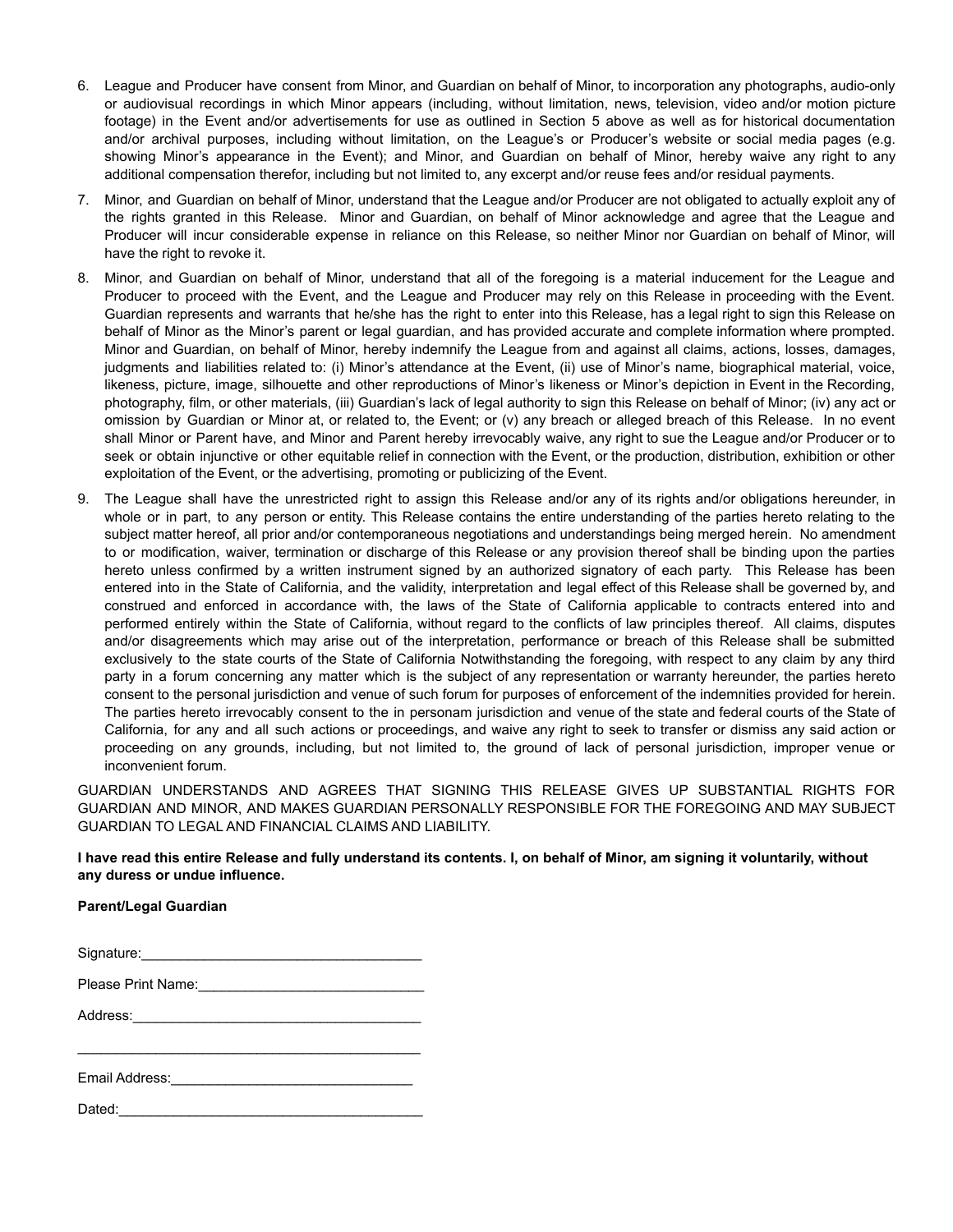6. League and Producer have consent from Minor, and Guardian on behalf of Minor, to incorporation any photographs, audio-only or audiovisual recordings in which Minor appears (including, without limitation, news, television, video and/or motion picture footage) in the Event and/or advertisements for use as outlined in Section 5 above as well as for historical documentation and/or archival purposes, including without limitation, on the League's or Producer's website or social media pages (e.g. showing Minor's appearance in the Event); and Minor, and Guardian on behalf of Minor, hereby waive any right to any additional compensation therefor, including but not limited to, any excerpt and/or reuse fees and/or residual payments.

7. Minor, and Guardian on behalf of Minor, understand that the League and/or Producer are not obligated to actually exploit any of the rights granted in this Release. Minor and Guardian, on behalf of Minor acknowledge and agree that the League and Producer will incur considerable expense in reliance on this Release, so neither Minor nor Guardian on behalf of Minor, will have the right to revoke it.

8. Minor, and Guardian on behalf of Minor, understand that all of the foregoing is a material inducement for the League and Producer to proceed with the Event, and the League and Producer may rely on this Release in proceeding with the Event. Guardian represents and warrants that he/she has the right to enter into this Release, has a legal right to sign this Release on behalf of Minor as the Minor's parent or legal guardian, and has provided accurate and complete information where prompted. Minor and Guardian, on behalf of Minor, hereby indemnify the League from and against all claims, actions, losses, damages, judgments and liabilities related to: (i) Minor's attendance at the Event, (ii) use of Minor's name, biographical material, voice, likeness, picture, image, silhouette and other reproductions of Minor's likeness or Minor's depiction in Event in the Recording, photography, film, or other materials, (iii) Guardian's lack of legal authority to sign this Release on behalf of Minor; (iv) any act or omission by Guardian or Minor at, or related to, the Event; or (v) any breach or alleged breach of this Release. In no event shall Minor or Parent have, and Minor and Parent hereby irrevocably waive, any right to sue the League and/or Producer or to seek or obtain injunctive or other equitable relief in connection with the Event, or the production, distribution, exhibition or other exploitation of the Event, or the advertising, promoting or publicizing of the Event.

9. The League shall have the unrestricted right to assign this Release and/or any of its rights and/or obligations hereunder, in whole or in part, to any person or entity. This Release contains the entire understanding of the parties hereto relating to the subject matter hereof, all prior and/or contemporaneous negotiations and understandings being merged herein. No amendment to or modification, waiver, termination or discharge of this Release or any provision thereof shall be binding upon the parties hereto unless confirmed by a written instrument signed by an authorized signatory of each party. This Release has been entered into in the State of California, and the validity, interpretation and legal effect of this Release shall be governed by, and construed and enforced in accordance with, the laws of the State of California applicable to contracts entered into and performed entirely within the State of California, without regard to the conflicts of law principles thereof. All claims, disputes and/or disagreements which may arise out of the interpretation, performance or breach of this Release shall be submitted exclusively to the state courts of the State of California Notwithstanding the foregoing, with respect to any claim by any third party in a forum concerning any matter which is the subject of any representation or warranty hereunder, the parties hereto consent to the personal jurisdiction and venue of such forum for purposes of enforcement of the indemnities provided for herein. The parties hereto irrevocably consent to the in personam jurisdiction and venue of the state and federal courts of the State of California, for any and all such actions or proceedings, and waive any right to seek to transfer or dismiss any said action or proceeding on any grounds, including, but not limited to, the ground of lack of personal jurisdiction, improper venue or inconvenient forum.

GUARDIAN UNDERSTANDS AND AGREES THAT SIGNING THIS RELEASE GIVES UP SUBSTANTIAL RIGHTS FOR GUARDIAN AND MINOR, AND MAKES GUARDIAN PERSONALLY RESPONSIBLE FOR THE FOREGOING AND MAY SUBJECT GUARDIAN TO LEGAL AND FINANCIAL CLAIMS AND LIABILITY.

**I have read this entire Release and fully understand its contents. I, on behalf of Minor, am signing it voluntarily, without any duress or undue influence.**

**Parent/Legal Guardian**

Signature:____________________________________

Please Print Name:_____________________________

Address:______________________________________

______________________________________________

Email Address:_______________________________

Dated:________________________________________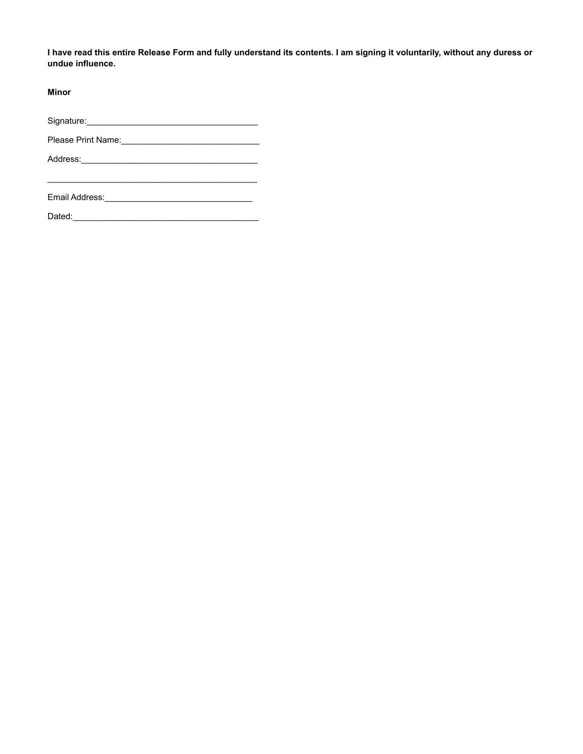**I have read this entire Release Form and fully understand its contents. I am signing it voluntarily, without any duress or undue influence.**

**Minor**

Signature:____________________________________

Please Print Name:_____________________________

Address:_____________________________________

_____________________________________________

Email Address:_______________________________

Dated:_______________________________________